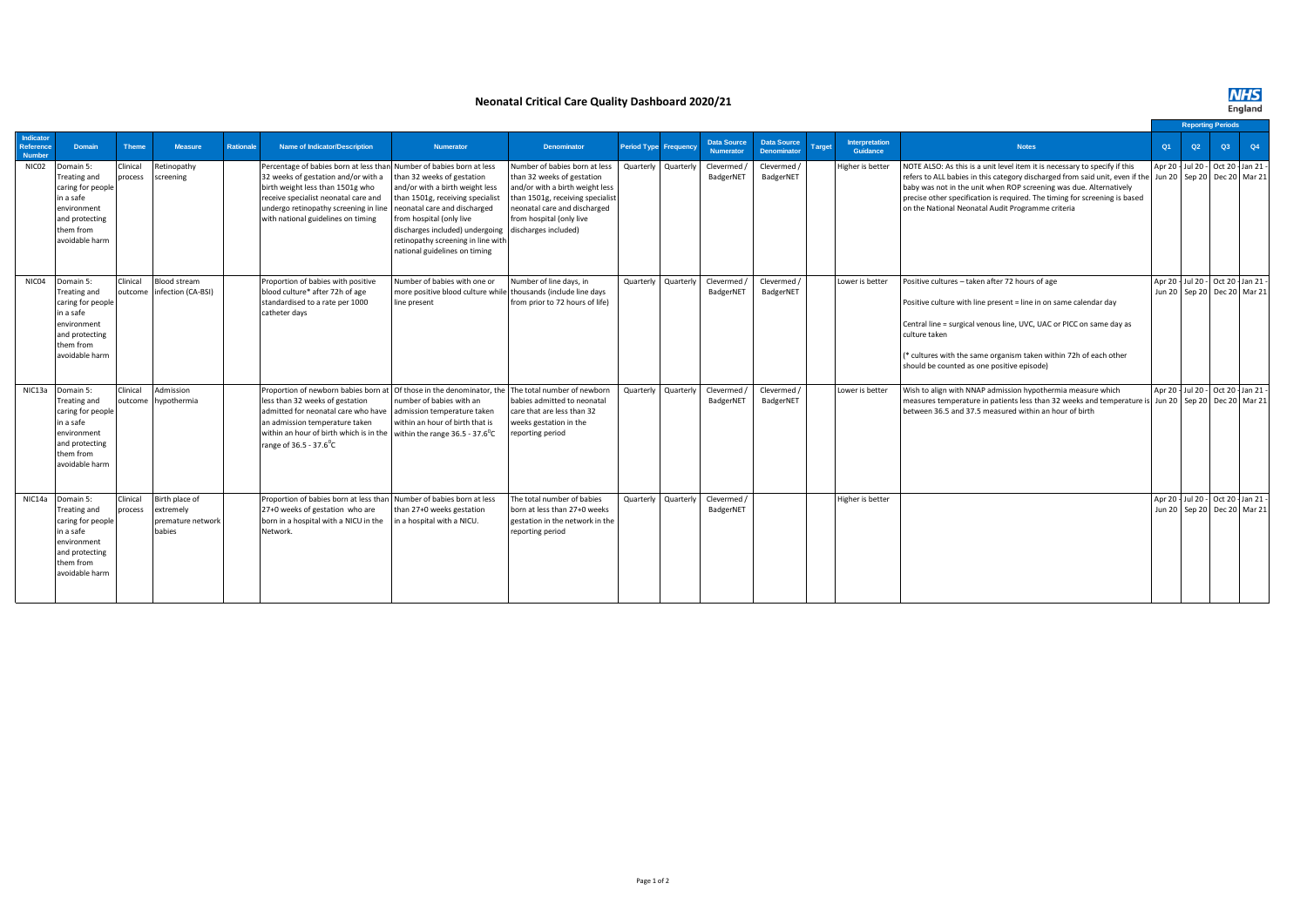# Neonatal Critical Care Quality Dashboard 2020/21

| Indicator Reference Number | Domain | Theme | Measure | Rationale | Name of Indicator/Description | Numerator | Denominator | Period Type | Frequency | Data Source Numerator | Data Source Denominator | Target | Interpretation Guidance | Notes | Reporting Periods Q1 | Q2 | Q3 | Q4 |
|---|---|---|---|---|---|---|---|---|---|---|---|---|---|---|---|---|---|---|
| NIC02 | Domain 5: Treating and caring for people in a safe environment and protecting them from avoidable harm | Clinical process | Retinopathy screening | | Percentage of babies born at less than 32 weeks of gestation and/or with a birth weight less than 1501g who receive specialist neonatal care and undergo retinopathy screening in line with national guidelines on timing | Number of babies born at less than 32 weeks of gestation and/or with a birth weight less than 1501g, receiving specialist neonatal care and discharged from hospital (only live discharges included) undergoing retinopathy screening in line with national guidelines on timing | Number of babies born at less than 32 weeks of gestation and/or with a birth weight less than 1501g, receiving specialist neonatal care and discharged from hospital (only live discharges included) | Quarterly | Quarterly | Clevermed / BadgerNET | Clevermed / BadgerNET | | Higher is better | NOTE ALSO: As this is a unit level item it is necessary to specify if this refers to ALL babies in this category discharged from said unit, even if the baby was not in the unit when ROP screening was due. Alternatively precise other specification is required. The timing for screening is based on the National Neonatal Audit Programme criteria | Apr 20 - Jun 20 | Jul 20 - Sep 20 | Oct 20 - Dec 20 | Jan 21 - Mar 21 |
| NIC04 | Domain 5: Treating and caring for people in a safe environment and protecting them from avoidable harm | Clinical outcome | Blood stream infection (CA-BSI) | | Proportion of babies with positive blood culture* after 72h of age standardised to a rate per 1000 catheter days | Number of babies with one or more positive blood culture while line present | Number of line days, in thousands (include line days from prior to 72 hours of life) | Quarterly | Quarterly | Clevermed / BadgerNET | Clevermed / BadgerNET | | Lower is better | Positive cultures – taken after 72 hours of age<br><br>Positive culture with line present = line in on same calendar day<br><br>Central line = surgical venous line, UVC, UAC or PICC on same day as culture taken<br><br>(* cultures with the same organism taken within 72h of each other should be counted as one positive episode) | Apr 20 - Jun 20 | Jul 20 - Sep 20 | Oct 20 - Dec 20 | Jan 21 - Mar 21 |
| NIC13a | Domain 5: Treating and caring for people in a safe environment and protecting them from avoidable harm | Clinical outcome | Admission hypothermia | | Proportion of newborn babies born at less than 32 weeks of gestation admitted for neonatal care who have an admission temperature taken within an hour of birth which is in the range of 36.5 - 37.6$^{0}$C | Of those in the denominator, the number of babies with an admission temperature taken within an hour of birth that is within the range 36.5 - 37.6$^{0}$C | The total number of newborn babies admitted to neonatal care that are less than 32 weeks gestation in the reporting period | Quarterly | Quarterly | Clevermed / BadgerNET | Clevermed / BadgerNET | | Lower is better | Wish to align with NNAP admission hypothermia measure which measures temperature in patients less than 32 weeks and temperature is between 36.5 and 37.5 measured within an hour of birth | Apr 20 - Jun 20 | Jul 20 - Sep 20 | Oct 20 - Dec 20 | Jan 21 - Mar 21 |
| NIC14a | Domain 5: Treating and caring for people in a safe environment and protecting them from avoidable harm | Clinical process | Birth place of extremely premature network babies | | Proportion of babies born at less than 27+0 weeks of gestation who are born in a hospital with a NICU in the Network. | Number of babies born at less than 27+0 weeks gestation in a hospital with a NICU. | The total number of babies born at less than 27+0 weeks gestation in the network in the reporting period | Quarterly | Quarterly | Clevermed / BadgerNET | | | Higher is better | | Apr 20 - Jun 20 | Jul 20 - Sep 20 | Oct 20 - Dec 20 | Jan 21 - Mar 21 |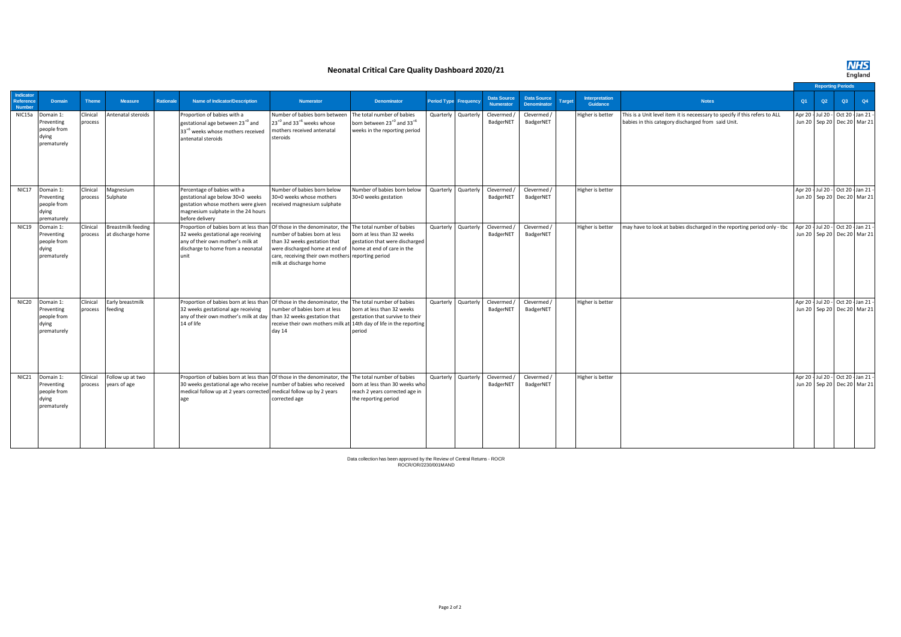# Neonatal Critical Care Quality Dashboard 2020/21

| Indicator Reference Number | Domain | Theme | Measure | Rationale | Name of Indicator/Description | Numerator | Denominator | Period Type | Frequency | Data Source Numerator | Data Source Denominator | Target | Interpretation Guidance | Notes | Reporting Periods | | | |
|---|---|---|---|---|---|---|---|---|---|---|---|---|---|---|---|---|---|---|
| | | | | | | | | | | | | | | | Q1 | Q2 | Q3 | Q4 |
| NIC15a | Domain 1: Preventing people from dying prematurely | Clinical process | Antenatal steroids | | Proportion of babies with a gestational age between $23^{+0}$ and $33^{+6}$ weeks whose mothers received antenatal steroids | Number of babies born between $23^{+0}$ and $33^{+6}$ weeks whose mothers received antenatal steroids | The total number of babies born between $23^{+0}$ and $33^{+6}$ weeks in the reporting period | Quarterly | Quarterly | Clevermed / BadgerNET | Clevermed / BadgerNET | | Higher is better | This is a Unit level item it is neceessary to specify if this refers to ALL babies in this category discharged from said Unit. | Apr 20 - Jun 20 | Jul 20 - Sep 20 | Oct 20 - Dec 20 | Jan 21 - Mar 21 |
| NIC17 | Domain 1: Preventing people from dying prematurely | Clinical process | Magnesium Sulphate | | Percentage of babies with a gestational age below 30+0 weeks gestation whose mothers were given magnesium sulphate in the 24 hours before delivery | Number of babies born below 30+0 weeks whose mothers received magnesium sulphate | Number of babies born below 30+0 weeks gestation | Quarterly | Quarterly | Clevermed / BadgerNET | Clevermed / BadgerNET | | Higher is better | | Apr 20 - Jun 20 | Jul 20 - Sep 20 | Oct 20 - Dec 20 | Jan 21 - Mar 21 |
| NIC19 | Domain 1: Preventing people from dying prematurely | Clinical process | Breastmilk feeding at discharge home | | Proportion of babies born at less than 32 weeks gestational age receiving any of their own mother's milk at discharge to home from a neonatal unit | Of those in the denominator, the number of babies born at less than 32 weeks gestation that were discharged home at end of care, receiving their own mothers milk at discharge home | The total number of babies born at less than 32 weeks gestation that were discharged home at end of care in the reporting period | Quarterly | Quarterly | Clevermed / BadgerNET | Clevermed / BadgerNET | | Higher is better | may have to look at babies discharged in the reporting period only - tbc | Apr 20 - Jun 20 | Jul 20 - Sep 20 | Oct 20 - Dec 20 | Jan 21 - Mar 21 |
| NIC20 | Domain 1: Preventing people from dying prematurely | Clinical process | Early breastmilk feeding | | Proportion of babies born at less than 32 weeks gestational age receiving any of their own mother's milk at day 14 of life | Of those in the denominator, the number of babies born at less than 32 weeks gestation that receive their own mothers milk at day 14 | The total number of babies born at less than 32 weeks gestation that survive to their 14th day of life in the reporting period | Quarterly | Quarterly | Clevermed / BadgerNET | Clevermed / BadgerNET | | Higher is better | | Apr 20 - Jun 20 | Jul 20 - Sep 20 | Oct 20 - Dec 20 | Jan 21 - Mar 21 |
| NIC21 | Domain 1: Preventing people from dying prematurely | Clinical process | Follow up at two years of age | | Proportion of babies born at less than 30 weeks gestational age who receive medical follow up at 2 years corrected age | Of those in the denominator, the number of babies who received medical follow up by 2 years corrected age | The total number of babies born at less than 30 weeks who reach 2 years corrected age in the reporting period | Quarterly | Quarterly | Clevermed / BadgerNET | Clevermed / BadgerNET | | Higher is better | | Apr 20 - Jun 20 | Jul 20 - Sep 20 | Oct 20 - Dec 20 | Jan 21 - Mar 21 |

Data collection has been approved by the Review of Central Returns - ROCR
ROCR/OR/2230/001MAND